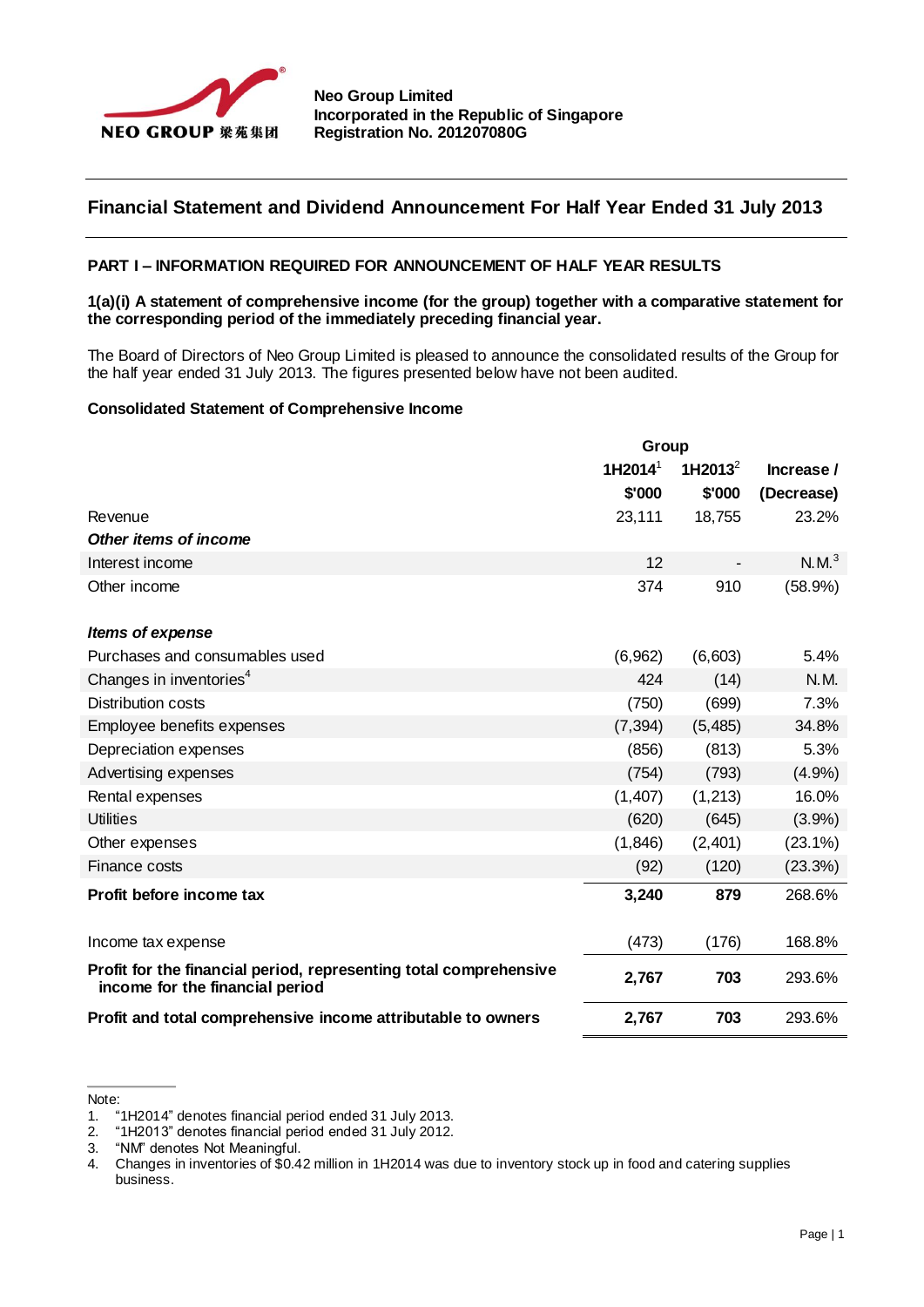Neo Group Limited
Incorporated in the Republic of Singapore
Registration No. 201207080G

# Financial Statement and Dividend Announcement For Half Year Ended 31 July 2013

## PART I – INFORMATION REQUIRED FOR ANNOUNCEMENT OF HALF YEAR RESULTS

**1(a)(i) A statement of comprehensive income (for the group) together with a comparative statement for the corresponding period of the immediately preceding financial year.**

The Board of Directors of Neo Group Limited is pleased to announce the consolidated results of the Group for the half year ended 31 July 2013. The figures presented below have not been audited.

**Consolidated Statement of Comprehensive Income**

| | Group | | |
|---|---|---|---|
| | 1H2014[1] | 1H2013[2] | Increase / |
| | $'000 | $'000 | (Decrease) |
| Revenue | 23,111 | 18,755 | 23.2% |
| ***Other items of income*** | | | |
| Interest income | 12 | - | N.M.[3] |
| Other income | 374 | 910 | (58.9%) |
| ***Items of expense*** | | | |
| Purchases and consumables used | (6,962) | (6,603) | 5.4% |
| Changes in inventories[4] | 424 | (14) | N.M. |
| Distribution costs | (750) | (699) | 7.3% |
| Employee benefits expenses | (7,394) | (5,485) | 34.8% |
| Depreciation expenses | (856) | (813) | 5.3% |
| Advertising expenses | (754) | (793) | (4.9%) |
| Rental expenses | (1,407) | (1,213) | 16.0% |
| Utilities | (620) | (645) | (3.9%) |
| Other expenses | (1,846) | (2,401) | (23.1%) |
| Finance costs | (92) | (120) | (23.3%) |
| **Profit before income tax** | **3,240** | **879** | 268.6% |
| Income tax expense | (473) | (176) | 168.8% |
| **Profit for the financial period, representing total comprehensive income for the financial period** | **2,767** | **703** | 293.6% |
| **Profit and total comprehensive income attributable to owners** | **2,767** | **703** | 293.6% |

Note:
1. "1H2014" denotes financial period ended 31 July 2013.
2. "1H2013" denotes financial period ended 31 July 2012.
3. "NM" denotes Not Meaningful.
4. Changes in inventories of $0.42 million in 1H2014 was due to inventory stock up in food and catering supplies business.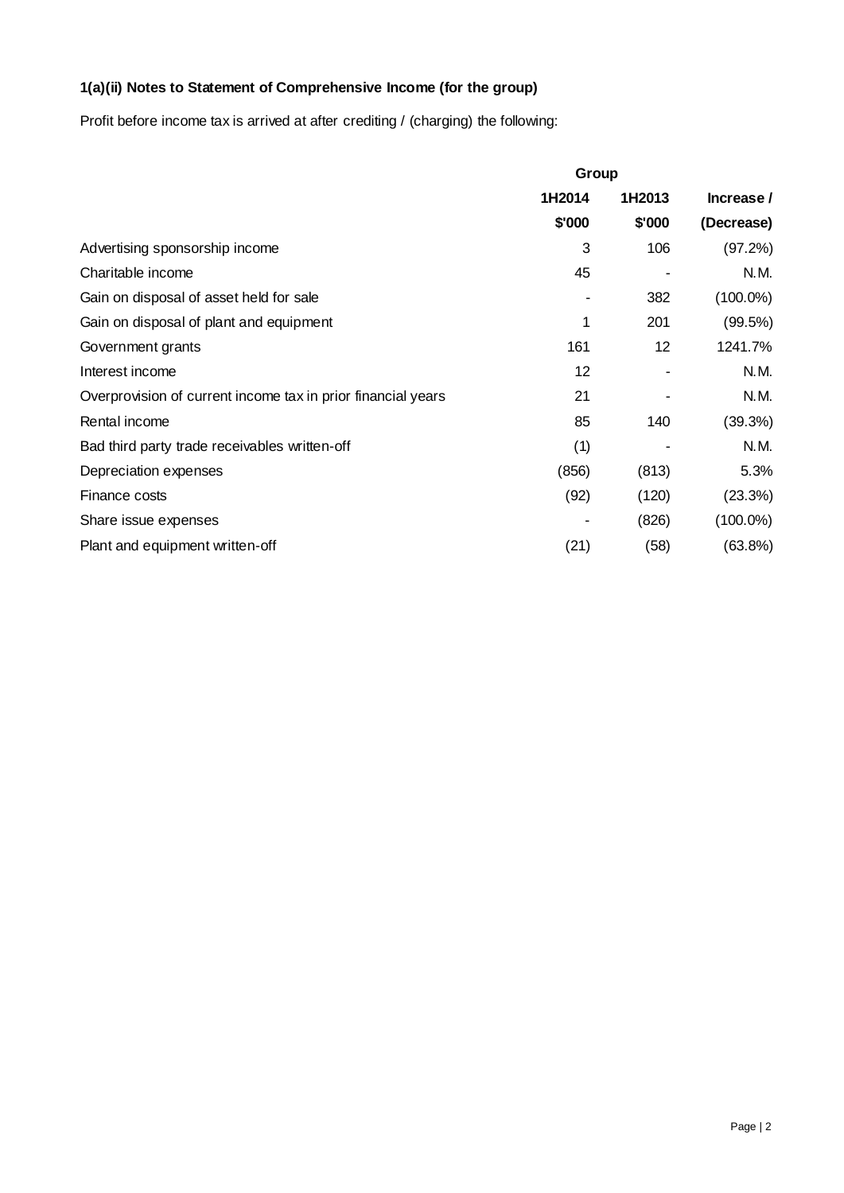### 1(a)(ii) Notes to Statement of Comprehensive Income (for the group)

Profit before income tax is arrived at after crediting / (charging) the following:

| | Group | | |
|---|---|---|---|
| | 1H2014 | 1H2013 | Increase / |
| | $'000 | $'000 | (Decrease) |
| Advertising sponsorship income | 3 | 106 | (97.2%) |
| Charitable income | 45 | - | N.M. |
| Gain on disposal of asset held for sale | - | 382 | (100.0%) |
| Gain on disposal of plant and equipment | 1 | 201 | (99.5%) |
| Government grants | 161 | 12 | 1241.7% |
| Interest income | 12 | - | N.M. |
| Overprovision of current income tax in prior financial years | 21 | - | N.M. |
| Rental income | 85 | 140 | (39.3%) |
| Bad third party trade receivables written-off | (1) | - | N.M. |
| Depreciation expenses | (856) | (813) | 5.3% |
| Finance costs | (92) | (120) | (23.3%) |
| Share issue expenses | - | (826) | (100.0%) |
| Plant and equipment written-off | (21) | (58) | (63.8%) |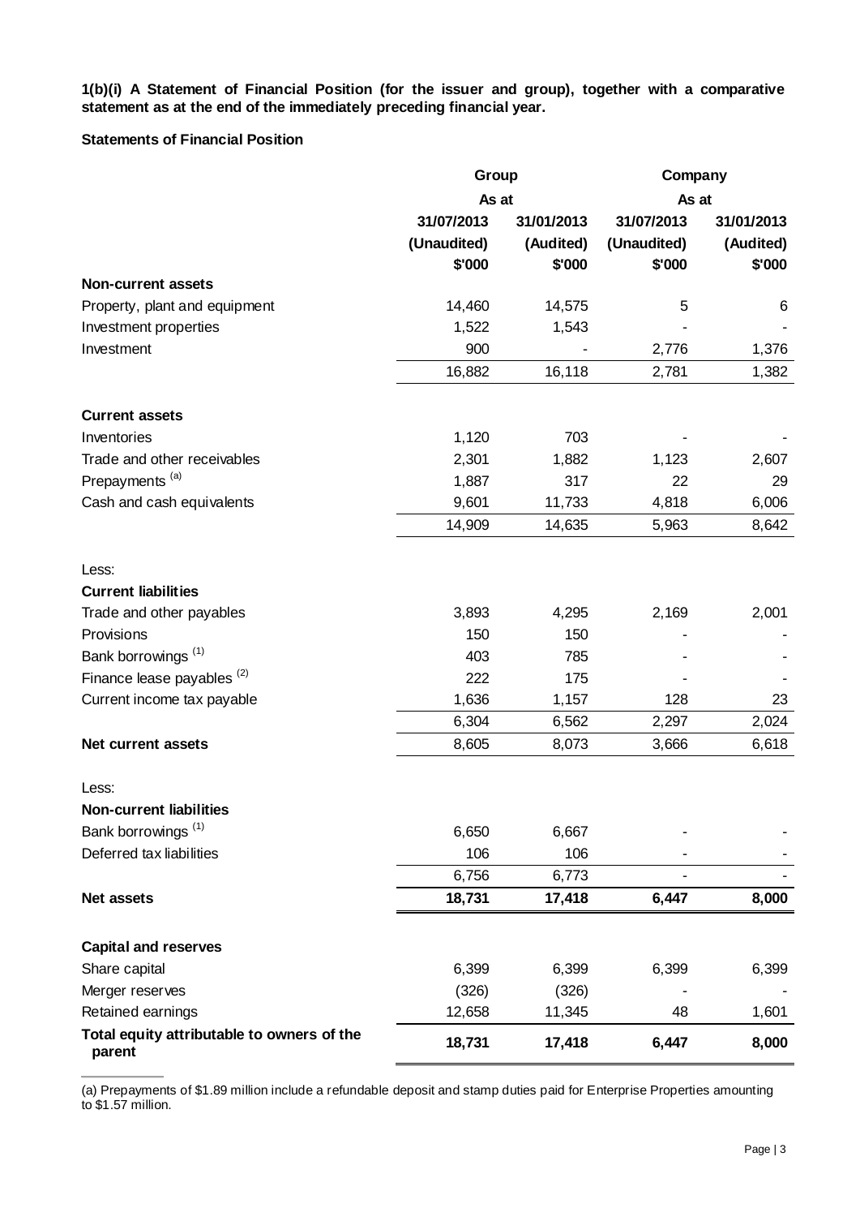**1(b)(i) A Statement of Financial Position (for the issuer and group), together with a comparative statement as at the end of the immediately preceding financial year.**

**Statements of Financial Position**

| | Group | | Company | |
|---|---|---|---|---|
| | As at | | As at | |
| | 31/07/2013 | 31/01/2013 | 31/07/2013 | 31/01/2013 |
| | (Unaudited) | (Audited) | (Unaudited) | (Audited) |
| | $'000 | $'000 | $'000 | $'000 |
| **Non-current assets** | | | | |
| Property, plant and equipment | 14,460 | 14,575 | 5 | 6 |
| Investment properties | 1,522 | 1,543 | - | - |
| Investment | 900 | - | 2,776 | 1,376 |
| | 16,882 | 16,118 | 2,781 | 1,382 |
| **Current assets** | | | | |
| Inventories | 1,120 | 703 | - | - |
| Trade and other receivables | 2,301 | 1,882 | 1,123 | 2,607 |
| Prepayments [(a)] | 1,887 | 317 | 22 | 29 |
| Cash and cash equivalents | 9,601 | 11,733 | 4,818 | 6,006 |
| | 14,909 | 14,635 | 5,963 | 8,642 |
| Less: | | | | |
| **Current liabilities** | | | | |
| Trade and other payables | 3,893 | 4,295 | 2,169 | 2,001 |
| Provisions | 150 | 150 | - | - |
| Bank borrowings [(1)] | 403 | 785 | - | - |
| Finance lease payables [(2)] | 222 | 175 | - | - |
| Current income tax payable | 1,636 | 1,157 | 128 | 23 |
| | 6,304 | 6,562 | 2,297 | 2,024 |
| **Net current assets** | 8,605 | 8,073 | 3,666 | 6,618 |
| Less: | | | | |
| **Non-current liabilities** | | | | |
| Bank borrowings [(1)] | 6,650 | 6,667 | - | - |
| Deferred tax liabilities | 106 | 106 | - | - |
| | 6,756 | 6,773 | - | - |
| **Net assets** | **18,731** | **17,418** | **6,447** | **8,000** |
| **Capital and reserves** | | | | |
| Share capital | 6,399 | 6,399 | 6,399 | 6,399 |
| Merger reserves | (326) | (326) | - | - |
| Retained earnings | 12,658 | 11,345 | 48 | 1,601 |
| **Total equity attributable to owners of the parent** | **18,731** | **17,418** | **6,447** | **8,000** |

(a) Prepayments of $1.89 million include a refundable deposit and stamp duties paid for Enterprise Properties amounting to $1.57 million.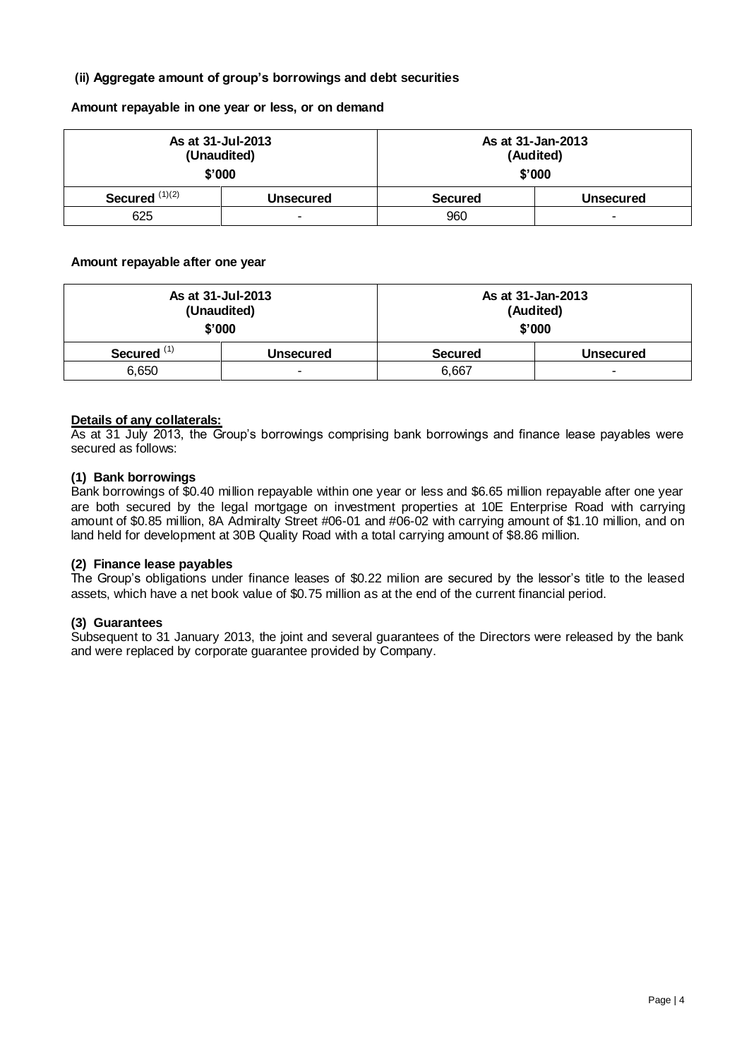**(ii) Aggregate amount of group's borrowings and debt securities**

**Amount repayable in one year or less, or on demand**

| As at 31-Jul-2013 (Unaudited) $'000 | | As at 31-Jan-2013 (Audited) $'000 | |
|---|---|---|---|
| **Secured** (1)(2) | **Unsecured** | **Secured** | **Unsecured** |
| 625 | - | 960 | - |

**Amount repayable after one year**

| As at 31-Jul-2013 (Unaudited) $'000 | | As at 31-Jan-2013 (Audited) $'000 | |
|---|---|---|---|
| **Secured** (1) | **Unsecured** | **Secured** | **Unsecured** |
| 6,650 | - | 6,667 | - |

**Details of any collaterals:**

As at 31 July 2013, the Group's borrowings comprising bank borrowings and finance lease payables were secured as follows:

**(1) Bank borrowings**

Bank borrowings of $0.40 million repayable within one year or less and $6.65 million repayable after one year are both secured by the legal mortgage on investment properties at 10E Enterprise Road with carrying amount of $0.85 million, 8A Admiralty Street #06-01 and #06-02 with carrying amount of $1.10 million, and on land held for development at 30B Quality Road with a total carrying amount of $8.86 million.

**(2) Finance lease payables**

The Group's obligations under finance leases of $0.22 milion are secured by the lessor's title to the leased assets, which have a net book value of $0.75 million as at the end of the current financial period.

**(3) Guarantees**

Subsequent to 31 January 2013, the joint and several guarantees of the Directors were released by the bank and were replaced by corporate guarantee provided by Company.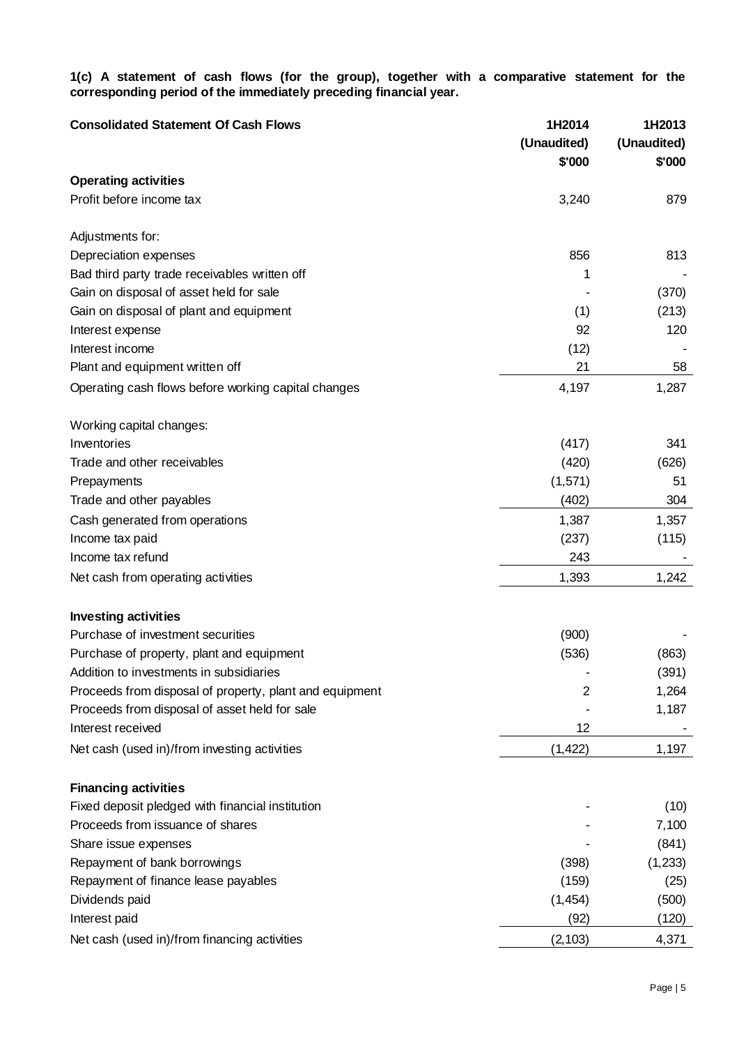**1(c) A statement of cash flows (for the group), together with a comparative statement for the corresponding period of the immediately preceding financial year.**

| Consolidated Statement Of Cash Flows | 1H2014 (Unaudited) $'000 | 1H2013 (Unaudited) $'000 |
|---|---|---|
| **Operating activities** | | |
| Profit before income tax | 3,240 | 879 |
| | | |
| Adjustments for: | | |
| Depreciation expenses | 856 | 813 |
| Bad third party trade receivables written off | 1 | - |
| Gain on disposal of asset held for sale | - | (370) |
| Gain on disposal of plant and equipment | (1) | (213) |
| Interest expense | 92 | 120 |
| Interest income | (12) | - |
| Plant and equipment written off | 21 | 58 |
| Operating cash flows before working capital changes | 4,197 | 1,287 |
| | | |
| Working capital changes: | | |
| Inventories | (417) | 341 |
| Trade and other receivables | (420) | (626) |
| Prepayments | (1,571) | 51 |
| Trade and other payables | (402) | 304 |
| Cash generated from operations | 1,387 | 1,357 |
| Income tax paid | (237) | (115) |
| Income tax refund | 243 | - |
| Net cash from operating activities | 1,393 | 1,242 |
| | | |
| **Investing activities** | | |
| Purchase of investment securities | (900) | - |
| Purchase of property, plant and equipment | (536) | (863) |
| Addition to investments in subsidiaries | - | (391) |
| Proceeds from disposal of property, plant and equipment | 2 | 1,264 |
| Proceeds from disposal of asset held for sale | - | 1,187 |
| Interest received | 12 | - |
| Net cash (used in)/from investing activities | (1,422) | 1,197 |
| | | |
| **Financing activities** | | |
| Fixed deposit pledged with financial institution | - | (10) |
| Proceeds from issuance of shares | - | 7,100 |
| Share issue expenses | - | (841) |
| Repayment of bank borrowings | (398) | (1,233) |
| Repayment of finance lease payables | (159) | (25) |
| Dividends paid | (1,454) | (500) |
| Interest paid | (92) | (120) |
| Net cash (used in)/from financing activities | (2,103) | 4,371 |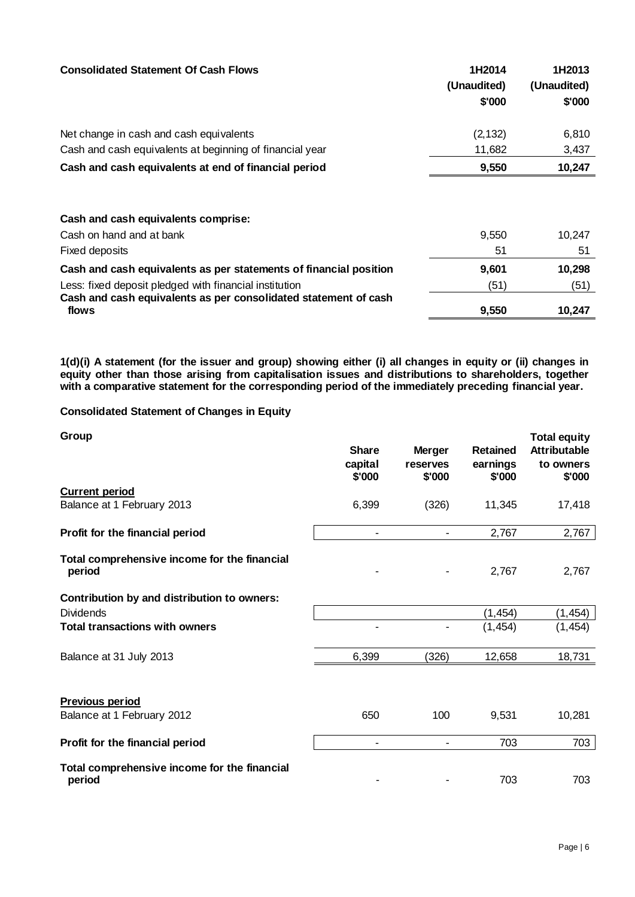| Consolidated Statement Of Cash Flows | 1H2014 (Unaudited) $'000 | 1H2013 (Unaudited) $'000 |
|---|---|---|
| Net change in cash and cash equivalents | (2,132) | 6,810 |
| Cash and cash equivalents at beginning of financial year | 11,682 | 3,437 |
| **Cash and cash equivalents at end of financial period** | **9,550** | **10,247** |
| | | |
| **Cash and cash equivalents comprise:** | | |
| Cash on hand and at bank | 9,550 | 10,247 |
| Fixed deposits | 51 | 51 |
| **Cash and cash equivalents as per statements of financial position** | **9,601** | **10,298** |
| Less: fixed deposit pledged with financial institution | (51) | (51) |
| **Cash and cash equivalents as per consolidated statement of cash flows** | **9,550** | **10,247** |

**1(d)(i) A statement (for the issuer and group) showing either (i) all changes in equity or (ii) changes in equity other than those arising from capitalisation issues and distributions to shareholders, together with a comparative statement for the corresponding period of the immediately preceding financial year.**

**Consolidated Statement of Changes in Equity**

| **Group** | **Share capital** $'000 | **Merger reserves** $'000 | **Retained earnings** $'000 | **Total equity Attributable to owners** $'000 |
|---|---|---|---|---|
| **Current period** | | | | |
| Balance at 1 February 2013 | 6,399 | (326) | 11,345 | 17,418 |
| **Profit for the financial period** | - | - | 2,767 | 2,767 |
| **Total comprehensive income for the financial period** | - | - | 2,767 | 2,767 |
| **Contribution by and distribution to owners:** | | | | |
| Dividends | | | (1,454) | (1,454) |
| **Total transactions with owners** | - | - | (1,454) | (1,454) |
| Balance at 31 July 2013 | 6,399 | (326) | 12,658 | 18,731 |
| | | | | |
| **Previous period** | | | | |
| Balance at 1 February 2012 | 650 | 100 | 9,531 | 10,281 |
| **Profit for the financial period** | - | - | 703 | 703 |
| **Total comprehensive income for the financial period** | - | - | 703 | 703 |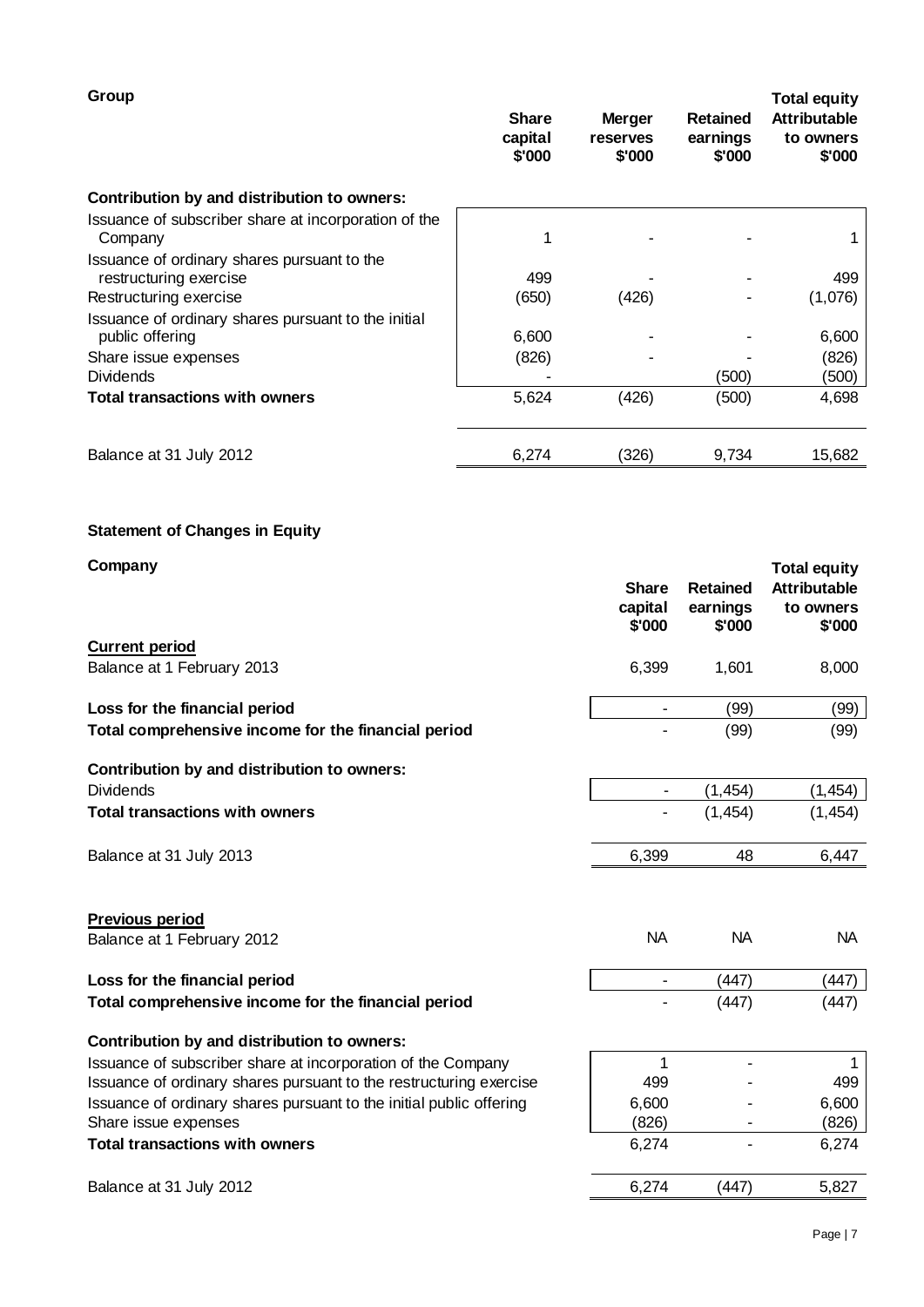**Group**

| | Share capital $'000 | Merger reserves $'000 | Retained earnings $'000 | Total equity Attributable to owners $'000 |
|---|---|---|---|---|
| **Contribution by and distribution to owners:** | | | | |
| Issuance of subscriber share at incorporation of the Company | 1 | - | - | 1 |
| Issuance of ordinary shares pursuant to the restructuring exercise | 499 | - | - | 499 |
| Restructuring exercise | (650) | (426) | - | (1,076) |
| Issuance of ordinary shares pursuant to the initial public offering | 6,600 | - | - | 6,600 |
| Share issue expenses | (826) | - | - | (826) |
| Dividends | - | | (500) | (500) |
| **Total transactions with owners** | 5,624 | (426) | (500) | 4,698 |
| Balance at 31 July 2012 | 6,274 | (326) | 9,734 | 15,682 |

**Statement of Changes in Equity**

**Company**

| | Share capital $'000 | Retained earnings $'000 | Total equity Attributable to owners $'000 |
|---|---|---|---|
| **Current period** | | | |
| Balance at 1 February 2013 | 6,399 | 1,601 | 8,000 |
| **Loss for the financial period** | - | (99) | (99) |
| **Total comprehensive income for the financial period** | - | (99) | (99) |
| **Contribution by and distribution to owners:** | | | |
| Dividends | - | (1,454) | (1,454) |
| **Total transactions with owners** | - | (1,454) | (1,454) |
| Balance at 31 July 2013 | 6,399 | 48 | 6,447 |
| **Previous period** | | | |
| Balance at 1 February 2012 | NA | NA | NA |
| **Loss for the financial period** | - | (447) | (447) |
| **Total comprehensive income for the financial period** | - | (447) | (447) |
| **Contribution by and distribution to owners:** | | | |
| Issuance of subscriber share at incorporation of the Company | 1 | - | 1 |
| Issuance of ordinary shares pursuant to the restructuring exercise | 499 | - | 499 |
| Issuance of ordinary shares pursuant to the initial public offering | 6,600 | - | 6,600 |
| Share issue expenses | (826) | - | (826) |
| **Total transactions with owners** | 6,274 | - | 6,274 |
| Balance at 31 July 2012 | 6,274 | (447) | 5,827 |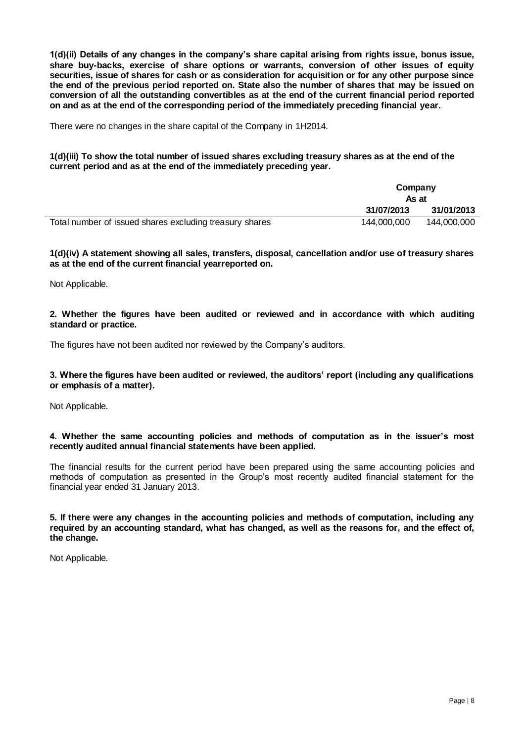**1(d)(ii) Details of any changes in the company's share capital arising from rights issue, bonus issue, share buy-backs, exercise of share options or warrants, conversion of other issues of equity securities, issue of shares for cash or as consideration for acquisition or for any other purpose since the end of the previous period reported on. State also the number of shares that may be issued on conversion of all the outstanding convertibles as at the end of the current financial period reported on and as at the end of the corresponding period of the immediately preceding financial year.**

There were no changes in the share capital of the Company in 1H2014.

**1(d)(iii) To show the total number of issued shares excluding treasury shares as at the end of the current period and as at the end of the immediately preceding year.**

| | Company | |
|---|---|---|
| | As at | |
| | **31/07/2013** | **31/01/2013** |
| Total number of issued shares excluding treasury shares | 144,000,000 | 144,000,000 |

**1(d)(iv) A statement showing all sales, transfers, disposal, cancellation and/or use of treasury shares as at the end of the current financial yearreported on.**

Not Applicable.

**2. Whether the figures have been audited or reviewed and in accordance with which auditing standard or practice.**

The figures have not been audited nor reviewed by the Company's auditors.

**3. Where the figures have been audited or reviewed, the auditors' report (including any qualifications or emphasis of a matter).**

Not Applicable.

**4. Whether the same accounting policies and methods of computation as in the issuer's most recently audited annual financial statements have been applied.**

The financial results for the current period have been prepared using the same accounting policies and methods of computation as presented in the Group's most recently audited financial statement for the financial year ended 31 January 2013.

**5. If there were any changes in the accounting policies and methods of computation, including any required by an accounting standard, what has changed, as well as the reasons for, and the effect of, the change.**

Not Applicable.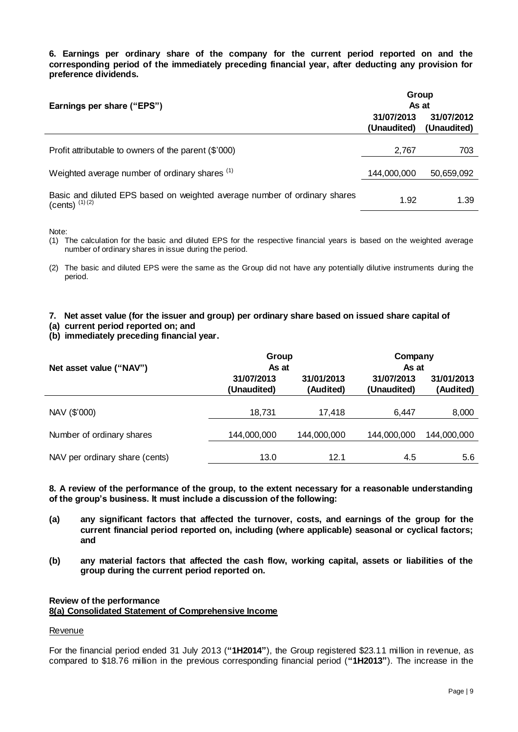**6. Earnings per ordinary share of the company for the current period reported on and the corresponding period of the immediately preceding financial year, after deducting any provision for preference dividends.**

| Earnings per share ("EPS") | Group As at | |
|---|---|---|
| | 31/07/2013 (Unaudited) | 31/07/2012 (Unaudited) |
| Profit attributable to owners of the parent ($'000) | 2,767 | 703 |
| Weighted average number of ordinary shares (1) | 144,000,000 | 50,659,092 |
| Basic and diluted EPS based on weighted average number of ordinary shares (cents) (1) (2) | 1.92 | 1.39 |

Note:

(1) The calculation for the basic and diluted EPS for the respective financial years is based on the weighted average number of ordinary shares in issue during the period.

(2) The basic and diluted EPS were the same as the Group did not have any potentially dilutive instruments during the period.

**7. Net asset value (for the issuer and group) per ordinary share based on issued share capital of**
**(a) current period reported on; and**
**(b) immediately preceding financial year.**

| Net asset value ("NAV") | Group As at | | Company As at | |
|---|---|---|---|---|
| | 31/07/2013 (Unaudited) | 31/01/2013 (Audited) | 31/07/2013 (Unaudited) | 31/01/2013 (Audited) |
| NAV ($'000) | 18,731 | 17,418 | 6,447 | 8,000 |
| Number of ordinary shares | 144,000,000 | 144,000,000 | 144,000,000 | 144,000,000 |
| NAV per ordinary share (cents) | 13.0 | 12.1 | 4.5 | 5.6 |

**8. A review of the performance of the group, to the extent necessary for a reasonable understanding of the group's business. It must include a discussion of the following:**

**(a) any significant factors that affected the turnover, costs, and earnings of the group for the current financial period reported on, including (where applicable) seasonal or cyclical factors; and**

**(b) any material factors that affected the cash flow, working capital, assets or liabilities of the group during the current period reported on.**

**Review of the performance**

**8(a) Consolidated Statement of Comprehensive Income**

Revenue

For the financial period ended 31 July 2013 (**"1H2014"**), the Group registered $23.11 million in revenue, as compared to $18.76 million in the previous corresponding financial period (**"1H2013"**). The increase in the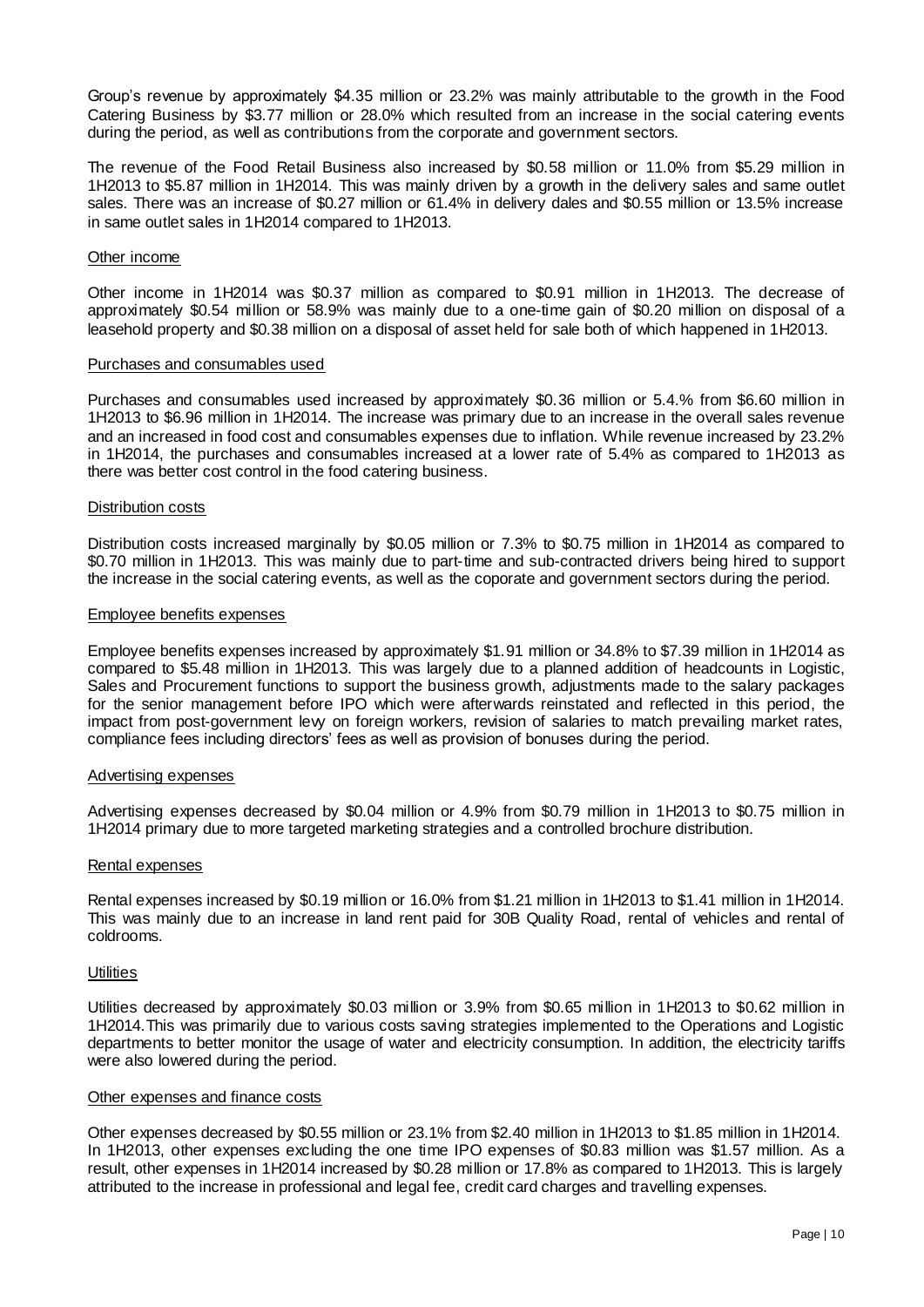Group's revenue by approximately $4.35 million or 23.2% was mainly attributable to the growth in the Food Catering Business by $3.77 million or 28.0% which resulted from an increase in the social catering events during the period, as well as contributions from the corporate and government sectors.

The revenue of the Food Retail Business also increased by $0.58 million or 11.0% from $5.29 million in 1H2013 to $5.87 million in 1H2014. This was mainly driven by a growth in the delivery sales and same outlet sales. There was an increase of $0.27 million or 61.4% in delivery dales and $0.55 million or 13.5% increase in same outlet sales in 1H2014 compared to 1H2013.

Other income

Other income in 1H2014 was $0.37 million as compared to $0.91 million in 1H2013. The decrease of approximately $0.54 million or 58.9% was mainly due to a one-time gain of $0.20 million on disposal of a leasehold property and $0.38 million on a disposal of asset held for sale both of which happened in 1H2013.

Purchases and consumables used

Purchases and consumables used increased by approximately $0.36 million or 5.4.% from $6.60 million in 1H2013 to $6.96 million in 1H2014. The increase was primary due to an increase in the overall sales revenue and an increased in food cost and consumables expenses due to inflation. While revenue increased by 23.2% in 1H2014, the purchases and consumables increased at a lower rate of 5.4% as compared to 1H2013 as there was better cost control in the food catering business.

Distribution costs

Distribution costs increased marginally by $0.05 million or 7.3% to $0.75 million in 1H2014 as compared to $0.70 million in 1H2013. This was mainly due to part-time and sub-contracted drivers being hired to support the increase in the social catering events, as well as the coporate and government sectors during the period.

Employee benefits expenses

Employee benefits expenses increased by approximately $1.91 million or 34.8% to $7.39 million in 1H2014 as compared to $5.48 million in 1H2013. This was largely due to a planned addition of headcounts in Logistic, Sales and Procurement functions to support the business growth, adjustments made to the salary packages for the senior management before IPO which were afterwards reinstated and reflected in this period, the impact from post-government levy on foreign workers, revision of salaries to match prevailing market rates, compliance fees including directors' fees as well as provision of bonuses during the period.

Advertising expenses

Advertising expenses decreased by $0.04 million or 4.9% from $0.79 million in 1H2013 to $0.75 million in 1H2014 primary due to more targeted marketing strategies and a controlled brochure distribution.

Rental expenses

Rental expenses increased by $0.19 million or 16.0% from $1.21 million in 1H2013 to $1.41 million in 1H2014. This was mainly due to an increase in land rent paid for 30B Quality Road, rental of vehicles and rental of coldrooms.

Utilities

Utilities decreased by approximately $0.03 million or 3.9% from $0.65 million in 1H2013 to $0.62 million in 1H2014.This was primarily due to various costs saving strategies implemented to the Operations and Logistic departments to better monitor the usage of water and electricity consumption. In addition, the electricity tariffs were also lowered during the period.

Other expenses and finance costs

Other expenses decreased by $0.55 million or 23.1% from $2.40 million in 1H2013 to $1.85 million in 1H2014. In 1H2013, other expenses excluding the one time IPO expenses of $0.83 million was $1.57 million. As a result, other expenses in 1H2014 increased by $0.28 million or 17.8% as compared to 1H2013. This is largely attributed to the increase in professional and legal fee, credit card charges and travelling expenses.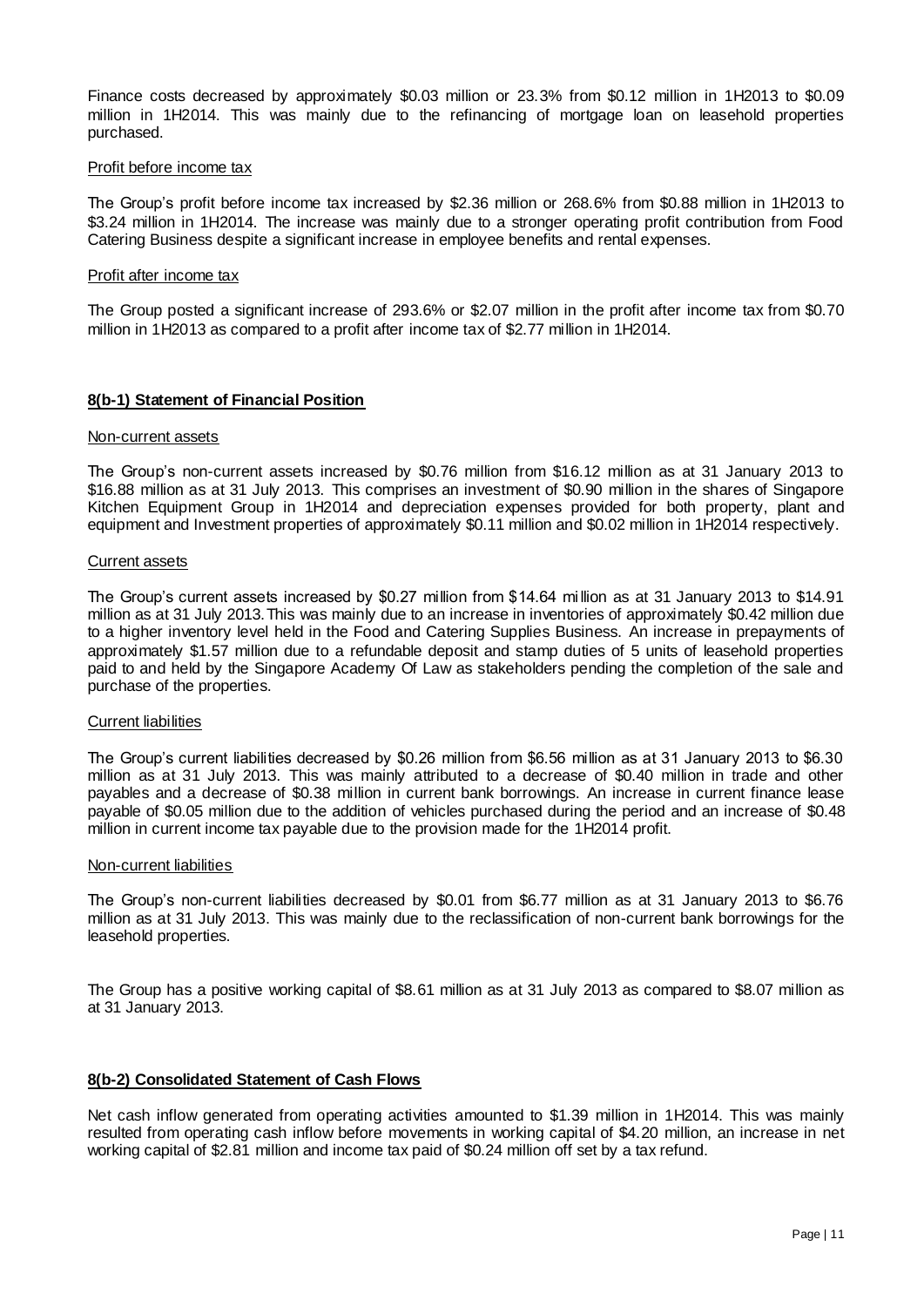Finance costs decreased by approximately $0.03 million or 23.3% from $0.12 million in 1H2013 to $0.09 million in 1H2014. This was mainly due to the refinancing of mortgage loan on leasehold properties purchased.

Profit before income tax

The Group's profit before income tax increased by $2.36 million or 268.6% from $0.88 million in 1H2013 to $3.24 million in 1H2014. The increase was mainly due to a stronger operating profit contribution from Food Catering Business despite a significant increase in employee benefits and rental expenses.

Profit after income tax

The Group posted a significant increase of 293.6% or $2.07 million in the profit after income tax from $0.70 million in 1H2013 as compared to a profit after income tax of $2.77 million in 1H2014.

**8(b-1) Statement of Financial Position**

Non-current assets

The Group's non-current assets increased by $0.76 million from $16.12 million as at 31 January 2013 to $16.88 million as at 31 July 2013. This comprises an investment of $0.90 million in the shares of Singapore Kitchen Equipment Group in 1H2014 and depreciation expenses provided for both property, plant and equipment and Investment properties of approximately $0.11 million and $0.02 million in 1H2014 respectively.

Current assets

The Group's current assets increased by $0.27 million from $14.64 million as at 31 January 2013 to $14.91 million as at 31 July 2013. This was mainly due to an increase in inventories of approximately $0.42 million due to a higher inventory level held in the Food and Catering Supplies Business. An increase in prepayments of approximately $1.57 million due to a refundable deposit and stamp duties of 5 units of leasehold properties paid to and held by the Singapore Academy Of Law as stakeholders pending the completion of the sale and purchase of the properties.

Current liabilities

The Group's current liabilities decreased by $0.26 million from $6.56 million as at 31 January 2013 to $6.30 million as at 31 July 2013. This was mainly attributed to a decrease of $0.40 million in trade and other payables and a decrease of $0.38 million in current bank borrowings. An increase in current finance lease payable of $0.05 million due to the addition of vehicles purchased during the period and an increase of $0.48 million in current income tax payable due to the provision made for the 1H2014 profit.

Non-current liabilities

The Group's non-current liabilities decreased by $0.01 from $6.77 million as at 31 January 2013 to $6.76 million as at 31 July 2013. This was mainly due to the reclassification of non-current bank borrowings for the leasehold properties.

The Group has a positive working capital of $8.61 million as at 31 July 2013 as compared to $8.07 million as at 31 January 2013.

**8(b-2) Consolidated Statement of Cash Flows**

Net cash inflow generated from operating activities amounted to $1.39 million in 1H2014. This was mainly resulted from operating cash inflow before movements in working capital of $4.20 million, an increase in net working capital of $2.81 million and income tax paid of $0.24 million off set by a tax refund.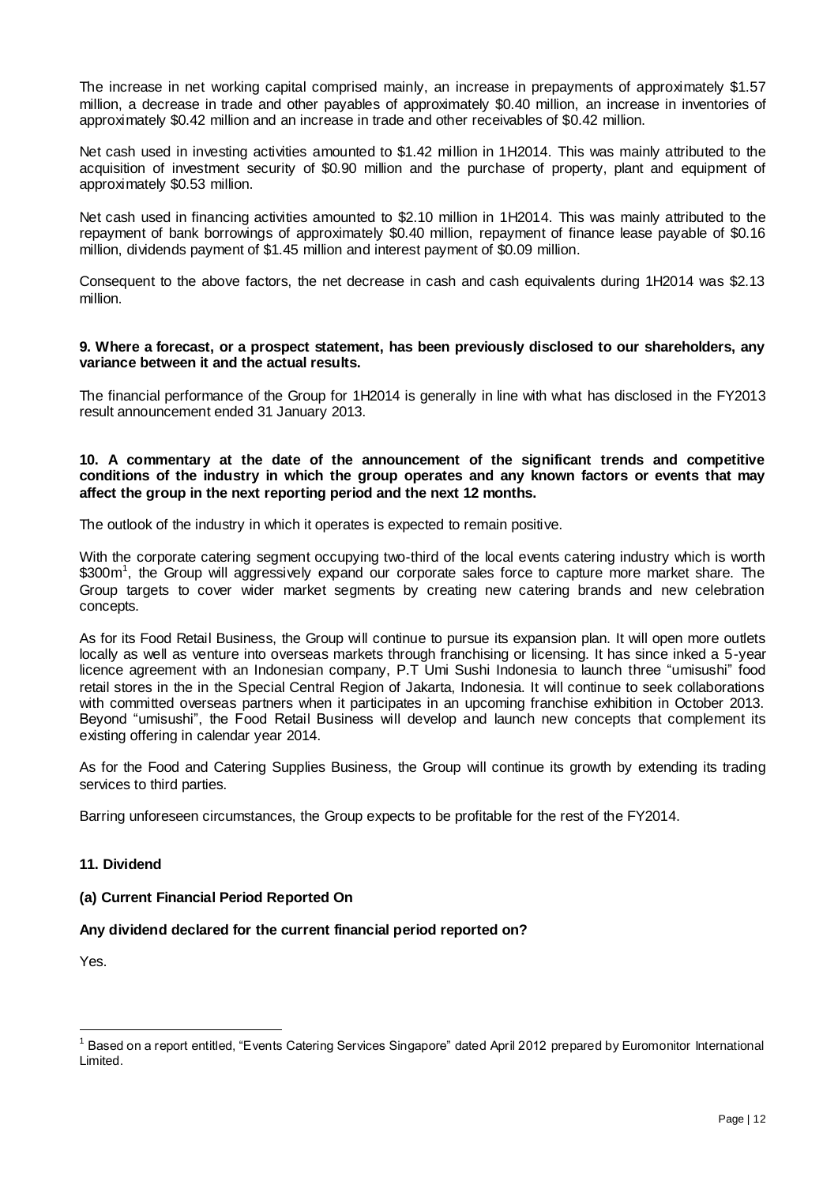The increase in net working capital comprised mainly, an increase in prepayments of approximately \$1.57 million, a decrease in trade and other payables of approximately \$0.40 million, an increase in inventories of approximately \$0.42 million and an increase in trade and other receivables of \$0.42 million.

Net cash used in investing activities amounted to \$1.42 million in 1H2014. This was mainly attributed to the acquisition of investment security of \$0.90 million and the purchase of property, plant and equipment of approximately \$0.53 million.

Net cash used in financing activities amounted to \$2.10 million in 1H2014. This was mainly attributed to the repayment of bank borrowings of approximately \$0.40 million, repayment of finance lease payable of \$0.16 million, dividends payment of \$1.45 million and interest payment of \$0.09 million.

Consequent to the above factors, the net decrease in cash and cash equivalents during 1H2014 was \$2.13 million.

**9. Where a forecast, or a prospect statement, has been previously disclosed to our shareholders, any variance between it and the actual results.**

The financial performance of the Group for 1H2014 is generally in line with what has disclosed in the FY2013 result announcement ended 31 January 2013.

**10. A commentary at the date of the announcement of the significant trends and competitive conditions of the industry in which the group operates and any known factors or events that may affect the group in the next reporting period and the next 12 months.**

The outlook of the industry in which it operates is expected to remain positive.

With the corporate catering segment occupying two-third of the local events catering industry which is worth \$300m[1], the Group will aggressively expand our corporate sales force to capture more market share. The Group targets to cover wider market segments by creating new catering brands and new celebration concepts.

As for its Food Retail Business, the Group will continue to pursue its expansion plan. It will open more outlets locally as well as venture into overseas markets through franchising or licensing. It has since inked a 5-year licence agreement with an Indonesian company, P.T Umi Sushi Indonesia to launch three "umisushi" food retail stores in the in the Special Central Region of Jakarta, Indonesia. It will continue to seek collaborations with committed overseas partners when it participates in an upcoming franchise exhibition in October 2013. Beyond "umisushi", the Food Retail Business will develop and launch new concepts that complement its existing offering in calendar year 2014.

As for the Food and Catering Supplies Business, the Group will continue its growth by extending its trading services to third parties.

Barring unforeseen circumstances, the Group expects to be profitable for the rest of the FY2014.

**11. Dividend**

**(a) Current Financial Period Reported On**

**Any dividend declared for the current financial period reported on?**

Yes.

---

[1] Based on a report entitled, "Events Catering Services Singapore" dated April 2012 prepared by Euromonitor International Limited.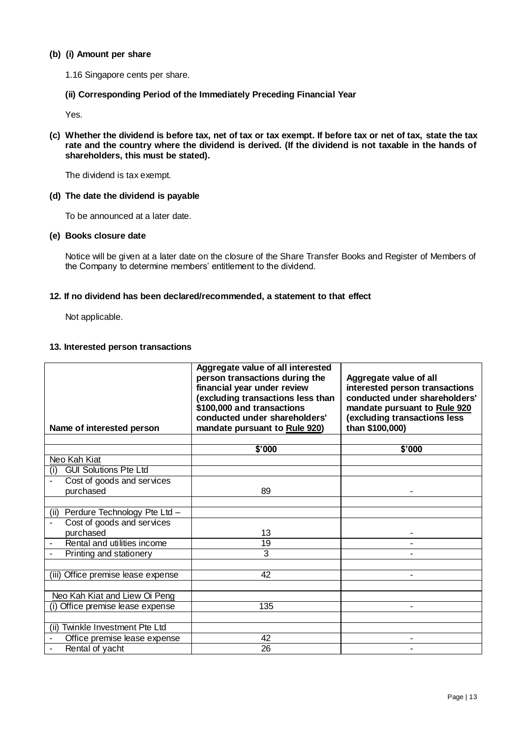**(b) (i) Amount per share**

1.16 Singapore cents per share.

**(ii) Corresponding Period of the Immediately Preceding Financial Year**

Yes.

**(c) Whether the dividend is before tax, net of tax or tax exempt. If before tax or net of tax, state the tax rate and the country where the dividend is derived. (If the dividend is not taxable in the hands of shareholders, this must be stated).**

The dividend is tax exempt.

**(d) The date the dividend is payable**

To be announced at a later date.

**(e) Books closure date**

Notice will be given at a later date on the closure of the Share Transfer Books and Register of Members of the Company to determine members' entitlement to the dividend.

**12. If no dividend has been declared/recommended, a statement to that effect**

Not applicable.

**13. Interested person transactions**

| Name of interested person | Aggregate value of all interested person transactions during the financial year under review (excluding transactions less than \$100,000 and transactions conducted under shareholders' mandate pursuant to Rule 920) | Aggregate value of all interested person transactions conducted under shareholders' mandate pursuant to Rule 920 (excluding transactions less than \$100,000) |
|---|---|---|
| | | |
| | \$'000 | \$'000 |
| Neo Kah Kiat | | |
| (i) GUI Solutions Pte Ltd | | |
| - Cost of goods and services purchased | 89 | - |
| | | |
| (ii) Perdure Technology Pte Ltd – | | |
| - Cost of goods and services purchased | 13 | - |
| - Rental and utilities income | 19 | - |
| - Printing and stationery | 3 | - |
| | | |
| (iii) Office premise lease expense | 42 | - |
| | | |
| Neo Kah Kiat and Liew Oi Peng | | |
| (i) Office premise lease expense | 135 | - |
| | | |
| (ii) Twinkle Investment Pte Ltd | | |
| - Office premise lease expense | 42 | - |
| - Rental of yacht | 26 | - |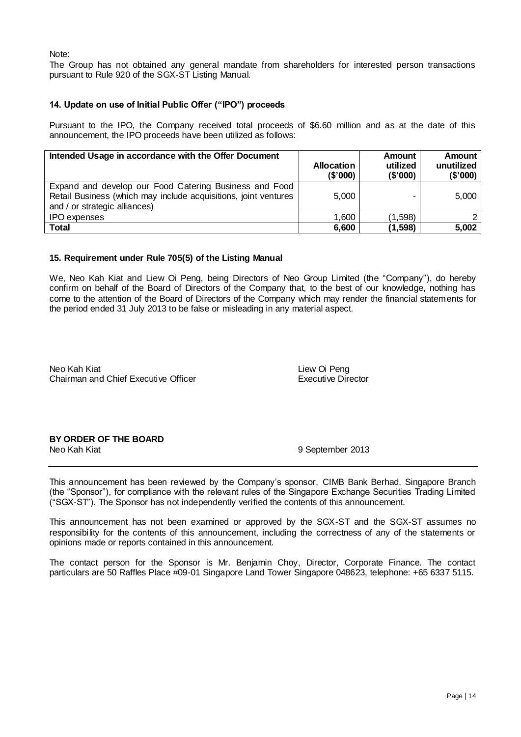Note:

The Group has not obtained any general mandate from shareholders for interested person transactions pursuant to Rule 920 of the SGX-ST Listing Manual.

### 14. Update on use of Initial Public Offer ("IPO") proceeds

Pursuant to the IPO, the Company received total proceeds of \$6.60 million and as at the date of this announcement, the IPO proceeds have been utilized as follows:

| Intended Usage in accordance with the Offer Document | Allocation (\$'000) | Amount utilized (\$'000) | Amount unutilized (\$'000) |
|---|---|---|---|
| Expand and develop our Food Catering Business and Food Retail Business (which may include acquisitions, joint ventures and / or strategic alliances) | 5,000 | - | 5,000 |
| IPO expenses | 1,600 | (1,598) | 2 |
| **Total** | **6,600** | **(1,598)** | **5,002** |

### 15. Requirement under Rule 705(5) of the Listing Manual

We, Neo Kah Kiat and Liew Oi Peng, being Directors of Neo Group Limited (the "Company"), do hereby confirm on behalf of the Board of Directors of the Company that, to the best of our knowledge, nothing has come to the attention of the Board of Directors of the Company which may render the financial statements for the period ended 31 July 2013 to be false or misleading in any material aspect.

Neo Kah Kiat
Chairman and Chief Executive Officer

Liew Oi Peng
Executive Director

**BY ORDER OF THE BOARD**
Neo Kah Kiat

9 September 2013

---

This announcement has been reviewed by the Company's sponsor, CIMB Bank Berhad, Singapore Branch (the "Sponsor"), for compliance with the relevant rules of the Singapore Exchange Securities Trading Limited ("SGX-ST"). The Sponsor has not independently verified the contents of this announcement.

This announcement has not been examined or approved by the SGX-ST and the SGX-ST assumes no responsibility for the contents of this announcement, including the correctness of any of the statements or opinions made or reports contained in this announcement.

The contact person for the Sponsor is Mr. Benjamin Choy, Director, Corporate Finance. The contact particulars are 50 Raffles Place #09-01 Singapore Land Tower Singapore 048623, telephone: +65 6337 5115.